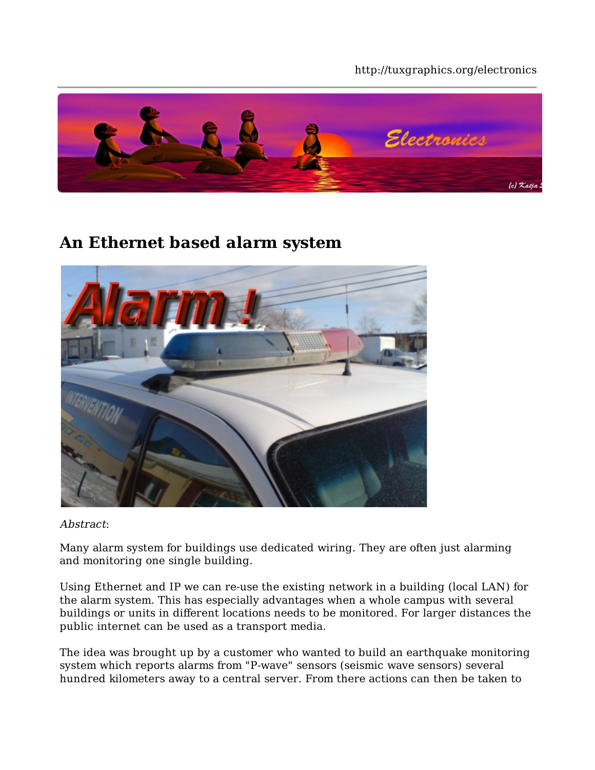http://tuxgraphics.org/electronics

# An Ethernet based alarm system

*Abstract*:

Many alarm system for buildings use dedicated wiring. They are often just alarming and monitoring one single building.

Using Ethernet and IP we can re-use the existing network in a building (local LAN) for the alarm system. This has especially advantages when a whole campus with several buildings or units in different locations needs to be monitored. For larger distances the public internet can be used as a transport media.

The idea was brought up by a customer who wanted to build an earthquake monitoring system which reports alarms from "P-wave" sensors (seismic wave sensors) several hundred kilometers away to a central server. From there actions can then be taken to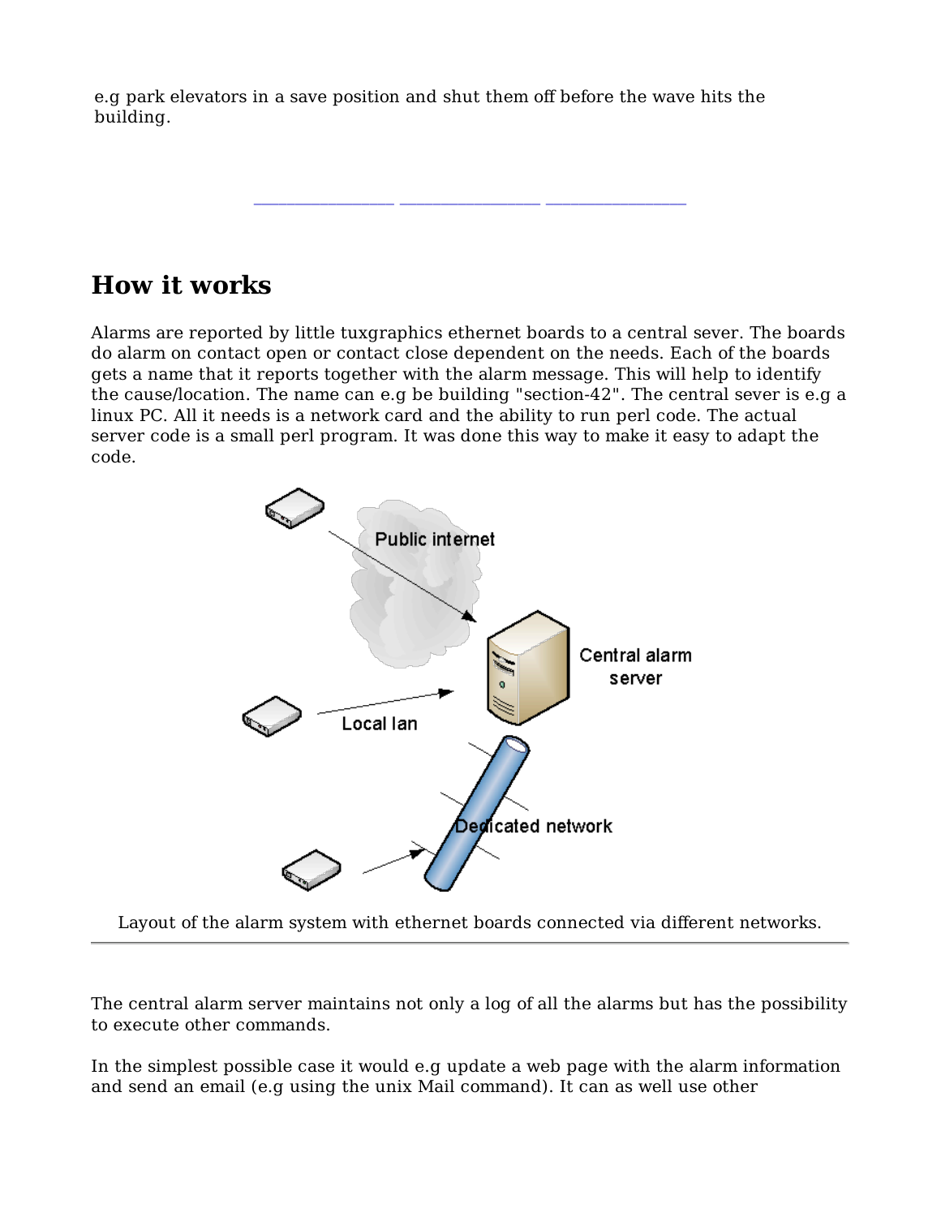e.g park elevators in a save position and shut them off before the wave hits the building.

---

## How it works

Alarms are reported by little tuxgraphics ethernet boards to a central sever. The boards do alarm on contact open or contact close dependent on the needs. Each of the boards gets a name that it reports together with the alarm message. This will help to identify the cause/location. The name can e.g be building "section-42". The central sever is e.g a linux PC. All it needs is a network card and the ability to run perl code. The actual server code is a small perl program. It was done this way to make it easy to adapt the code.

Layout of the alarm system with ethernet boards connected via different networks.

---

The central alarm server maintains not only a log of all the alarms but has the possibility to execute other commands.

In the simplest possible case it would e.g update a web page with the alarm information and send an email (e.g using the unix Mail command). It can as well use other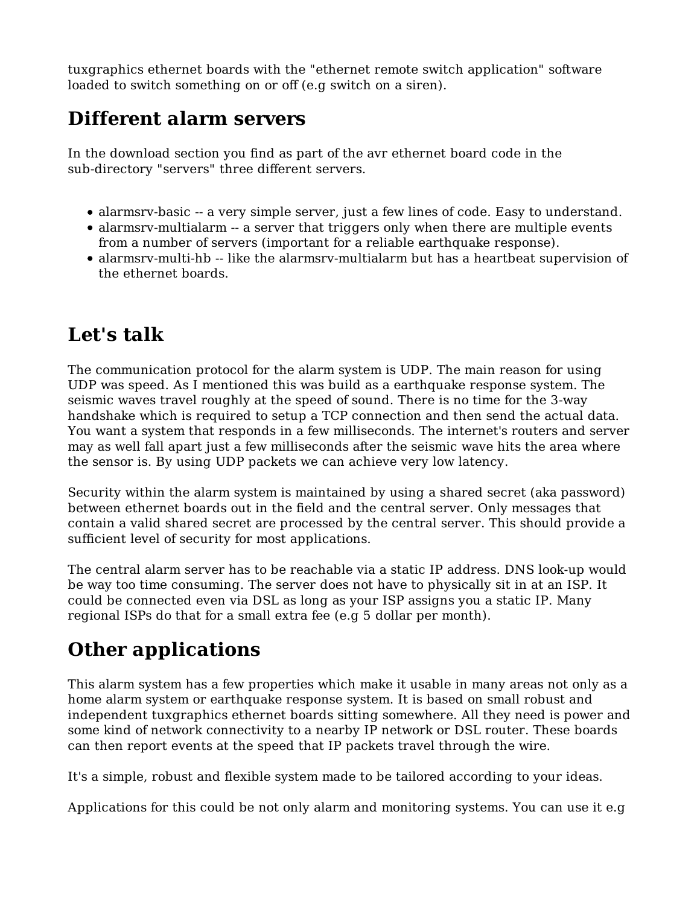tuxgraphics ethernet boards with the "ethernet remote switch application" software loaded to switch something on or off (e.g switch on a siren).

## Different alarm servers

In the download section you find as part of the avr ethernet board code in the sub-directory "servers" three different servers.

- alarmsrv-basic -- a very simple server, just a few lines of code. Easy to understand.
- alarmsrv-multialarm -- a server that triggers only when there are multiple events from a number of servers (important for a reliable earthquake response).
- alarmsrv-multi-hb -- like the alarmsrv-multialarm but has a heartbeat supervision of the ethernet boards.

## Let's talk

The communication protocol for the alarm system is UDP. The main reason for using UDP was speed. As I mentioned this was build as a earthquake response system. The seismic waves travel roughly at the speed of sound. There is no time for the 3-way handshake which is required to setup a TCP connection and then send the actual data. You want a system that responds in a few milliseconds. The internet's routers and server may as well fall apart just a few milliseconds after the seismic wave hits the area where the sensor is. By using UDP packets we can achieve very low latency.

Security within the alarm system is maintained by using a shared secret (aka password) between ethernet boards out in the field and the central server. Only messages that contain a valid shared secret are processed by the central server. This should provide a sufficient level of security for most applications.

The central alarm server has to be reachable via a static IP address. DNS look-up would be way too time consuming. The server does not have to physically sit in at an ISP. It could be connected even via DSL as long as your ISP assigns you a static IP. Many regional ISPs do that for a small extra fee (e.g 5 dollar per month).

## Other applications

This alarm system has a few properties which make it usable in many areas not only as a home alarm system or earthquake response system. It is based on small robust and independent tuxgraphics ethernet boards sitting somewhere. All they need is power and some kind of network connectivity to a nearby IP network or DSL router. These boards can then report events at the speed that IP packets travel through the wire.

It's a simple, robust and flexible system made to be tailored according to your ideas.

Applications for this could be not only alarm and monitoring systems. You can use it e.g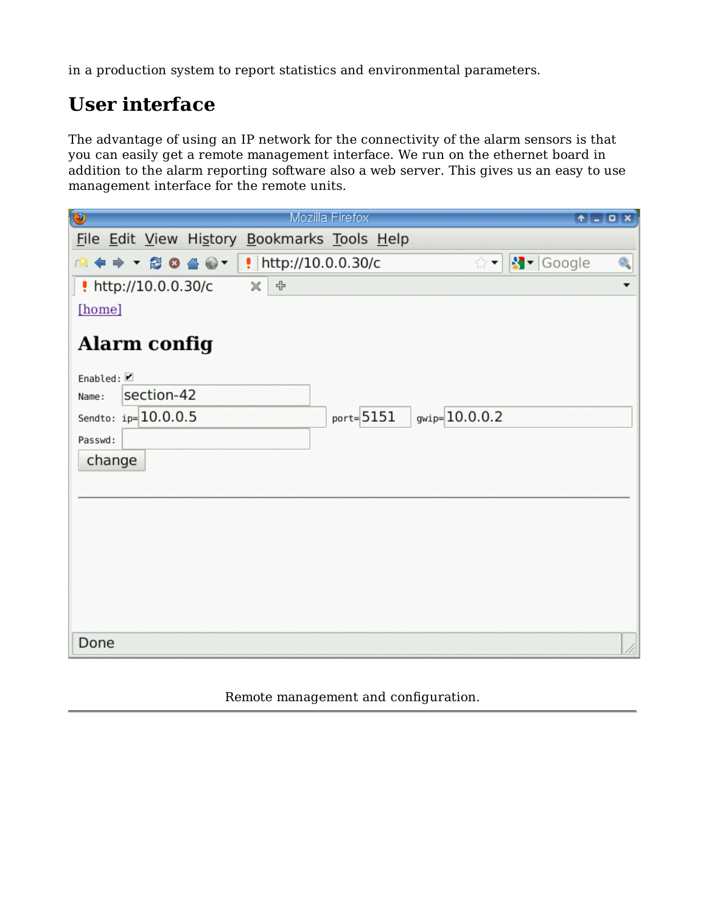in a production system to report statistics and environmental parameters.

## User interface

The advantage of using an IP network for the connectivity of the alarm sensors is that you can easily get a remote management interface. We run on the ethernet board in addition to the alarm reporting software also a web server. This gives us an easy to use management interface for the remote units.

Remote management and configuration.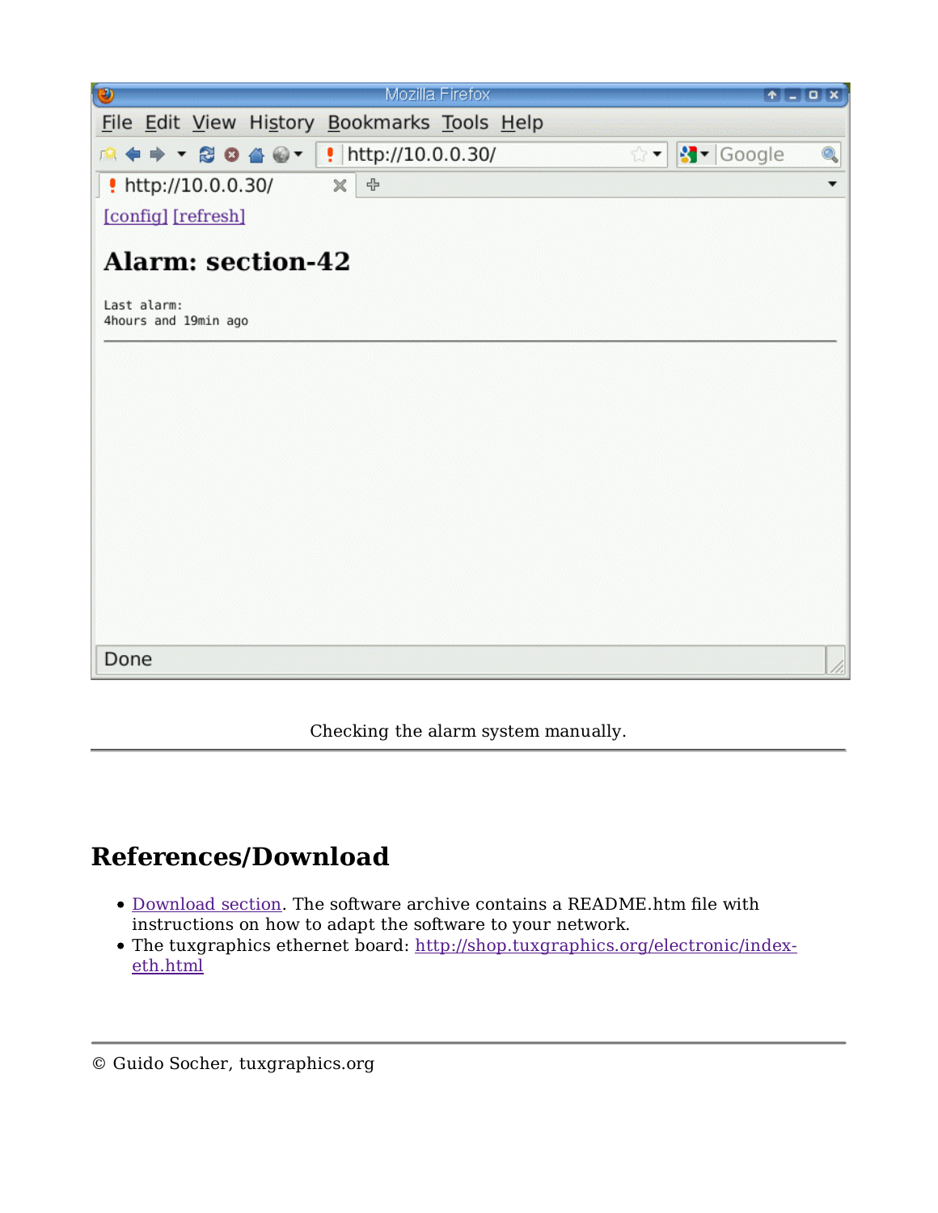Checking the alarm system manually.

## References/Download

- Download section. The software archive contains a README.htm file with instructions on how to adapt the software to your network.
- The tuxgraphics ethernet board: http://shop.tuxgraphics.org/electronic/index-eth.html

© Guido Socher, tuxgraphics.org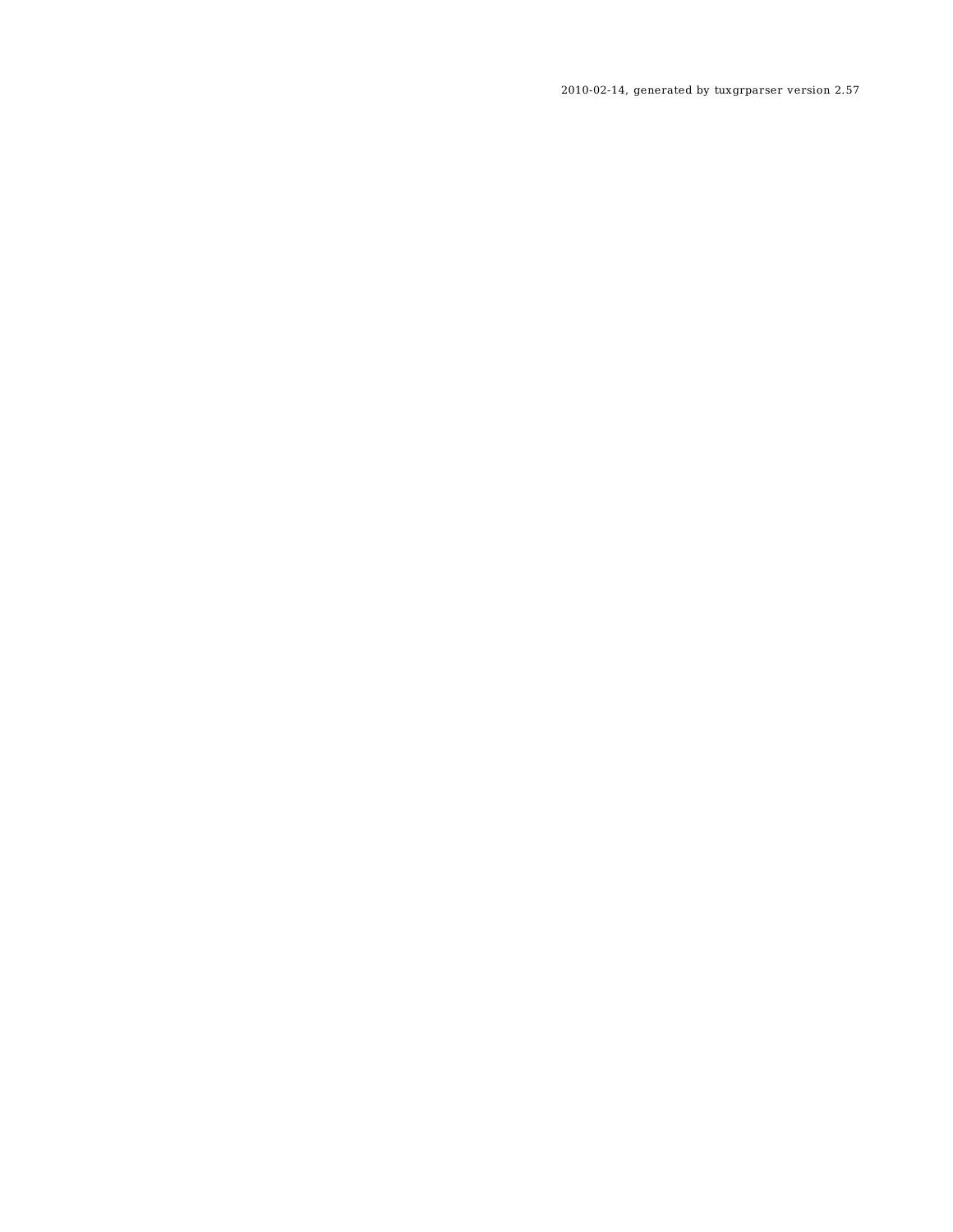2010-02-14, generated by tuxgrparser version 2.57